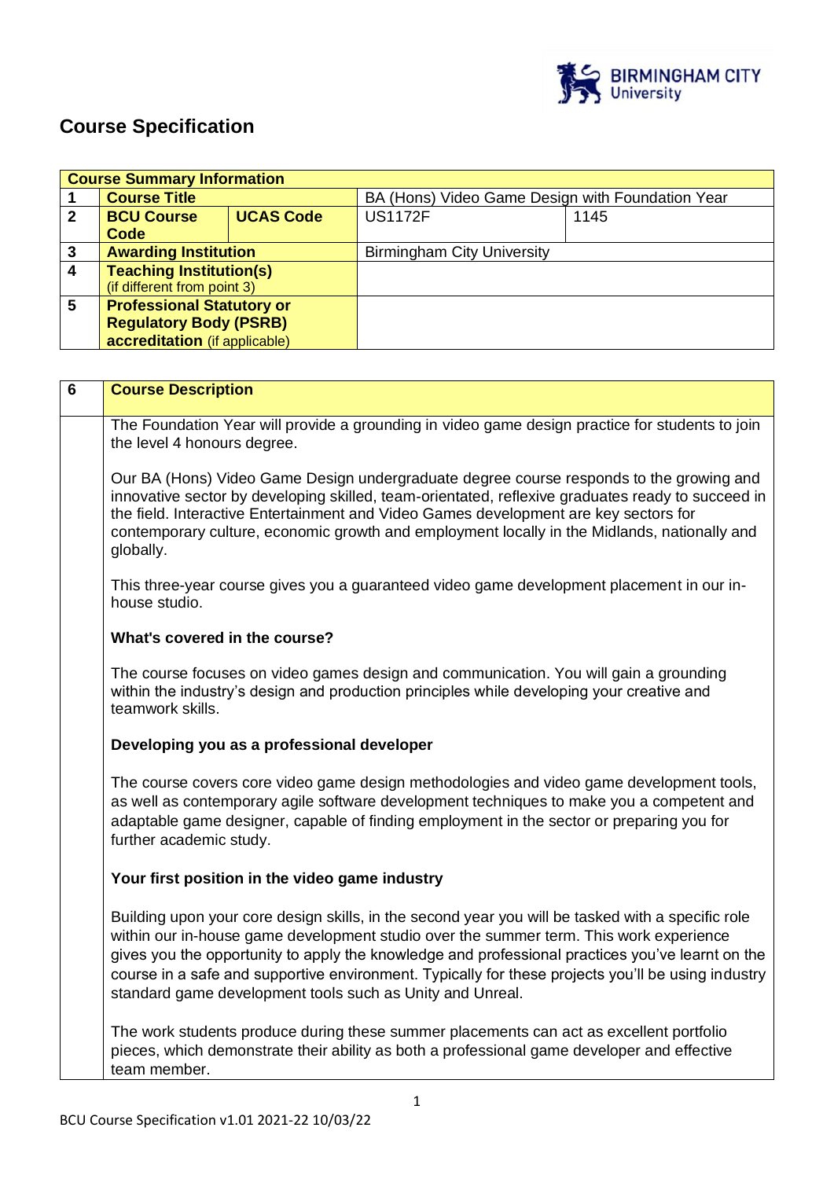# Course Specification

| Course Summary Information | | | |
|---|---|---|---|
| 1 | **Course Title** | BA (Hons) Video Game Design with Foundation Year | |
| 2 | **BCU Course Code** / **UCAS Code** | US1172F | 1145 |
| 3 | **Awarding Institution** | Birmingham City University | |
| 4 | **Teaching Institution(s)** (if different from point 3) | | |
| 5 | **Professional Statutory or Regulatory Body (PSRB) accreditation** (if applicable) | | |

| 6 | **Course Description** |
|---|---|

The Foundation Year will provide a grounding in video game design practice for students to join the level 4 honours degree.

Our BA (Hons) Video Game Design undergraduate degree course responds to the growing and innovative sector by developing skilled, team-orientated, reflexive graduates ready to succeed in the field. Interactive Entertainment and Video Games development are key sectors for contemporary culture, economic growth and employment locally in the Midlands, nationally and globally.

This three-year course gives you a guaranteed video game development placement in our in-house studio.

**What's covered in the course?**

The course focuses on video games design and communication. You will gain a grounding within the industry's design and production principles while developing your creative and teamwork skills.

**Developing you as a professional developer**

The course covers core video game design methodologies and video game development tools, as well as contemporary agile software development techniques to make you a competent and adaptable game designer, capable of finding employment in the sector or preparing you for further academic study.

**Your first position in the video game industry**

Building upon your core design skills, in the second year you will be tasked with a specific role within our in-house game development studio over the summer term. This work experience gives you the opportunity to apply the knowledge and professional practices you've learnt on the course in a safe and supportive environment. Typically for these projects you'll be using industry standard game development tools such as Unity and Unreal.

The work students produce during these summer placements can act as excellent portfolio pieces, which demonstrate their ability as both a professional game developer and effective team member.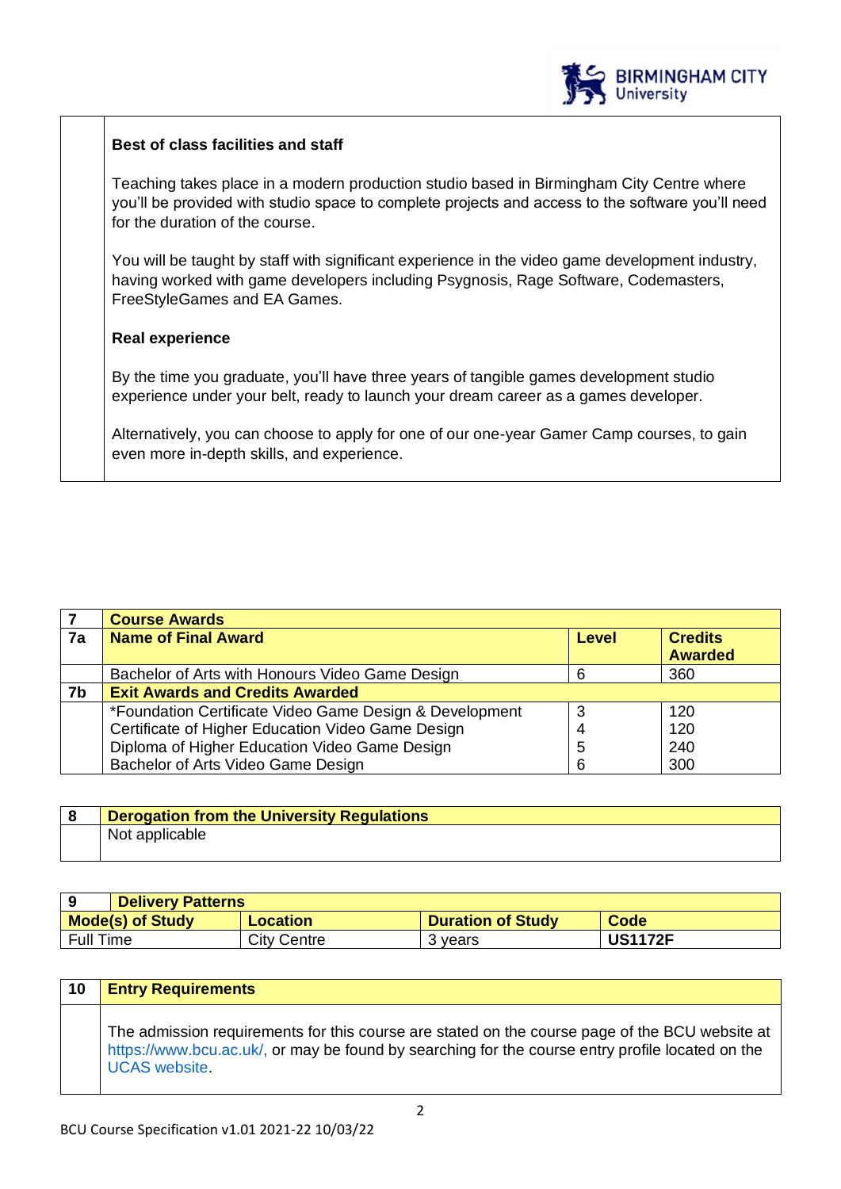| | **Best of class facilities and staff**<br><br>Teaching takes place in a modern production studio based in Birmingham City Centre where you'll be provided with studio space to complete projects and access to the software you'll need for the duration of the course.<br><br>You will be taught by staff with significant experience in the video game development industry, having worked with game developers including Psygnosis, Rage Software, Codemasters, FreeStyleGames and EA Games.<br><br>**Real experience**<br><br>By the time you graduate, you'll have three years of tangible games development studio experience under your belt, ready to launch your dream career as a games developer.<br><br>Alternatively, you can choose to apply for one of our one-year Gamer Camp courses, to gain even more in-depth skills, and experience. |
|---|---|

| **7** | **Course Awards** | | |
|---|---|---|---|
| **7a** | **Name of Final Award** | **Level** | **Credits Awarded** |
| | Bachelor of Arts with Honours Video Game Design | 6 | 360 |
| **7b** | **Exit Awards and Credits Awarded** | | |
| | *Foundation Certificate Video Game Design & Development<br>Certificate of Higher Education Video Game Design<br>Diploma of Higher Education Video Game Design<br>Bachelor of Arts Video Game Design | 3<br>4<br>5<br>6 | 120<br>120<br>240<br>300 |

| **8** | **Derogation from the University Regulations** |
|---|---|
| | Not applicable |

| **9** | **Delivery Patterns** | | |
|---|---|---|---|
| **Mode(s) of Study** | **Location** | **Duration of Study** | **Code** |
| Full Time | City Centre | 3 years | **US1172F** |

| **10** | **Entry Requirements** |
|---|---|
| | The admission requirements for this course are stated on the course page of the BCU website at https://www.bcu.ac.uk/, or may be found by searching for the course entry profile located on the UCAS website. |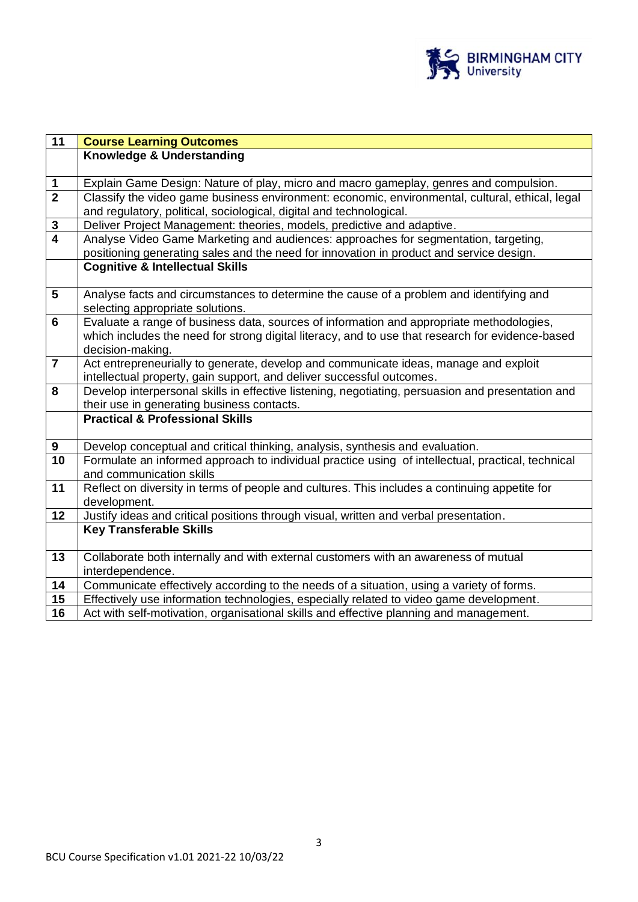| 11 | **Course Learning Outcomes** |
|---|---|
| | **Knowledge & Understanding** |
| 1 | Explain Game Design: Nature of play, micro and macro gameplay, genres and compulsion. |
| 2 | Classify the video game business environment: economic, environmental, cultural, ethical, legal and regulatory, political, sociological, digital and technological. |
| 3 | Deliver Project Management: theories, models, predictive and adaptive. |
| 4 | Analyse Video Game Marketing and audiences: approaches for segmentation, targeting, positioning generating sales and the need for innovation in product and service design. |
| | **Cognitive & Intellectual Skills** |
| 5 | Analyse facts and circumstances to determine the cause of a problem and identifying and selecting appropriate solutions. |
| 6 | Evaluate a range of business data, sources of information and appropriate methodologies, which includes the need for strong digital literacy, and to use that research for evidence-based decision-making. |
| 7 | Act entrepreneurially to generate, develop and communicate ideas, manage and exploit intellectual property, gain support, and deliver successful outcomes. |
| 8 | Develop interpersonal skills in effective listening, negotiating, persuasion and presentation and their use in generating business contacts. |
| | **Practical & Professional Skills** |
| 9 | Develop conceptual and critical thinking, analysis, synthesis and evaluation. |
| 10 | Formulate an informed approach to individual practice using of intellectual, practical, technical and communication skills |
| 11 | Reflect on diversity in terms of people and cultures. This includes a continuing appetite for development. |
| 12 | Justify ideas and critical positions through visual, written and verbal presentation. |
| | **Key Transferable Skills** |
| 13 | Collaborate both internally and with external customers with an awareness of mutual interdependence. |
| 14 | Communicate effectively according to the needs of a situation, using a variety of forms. |
| 15 | Effectively use information technologies, especially related to video game development. |
| 16 | Act with self-motivation, organisational skills and effective planning and management. |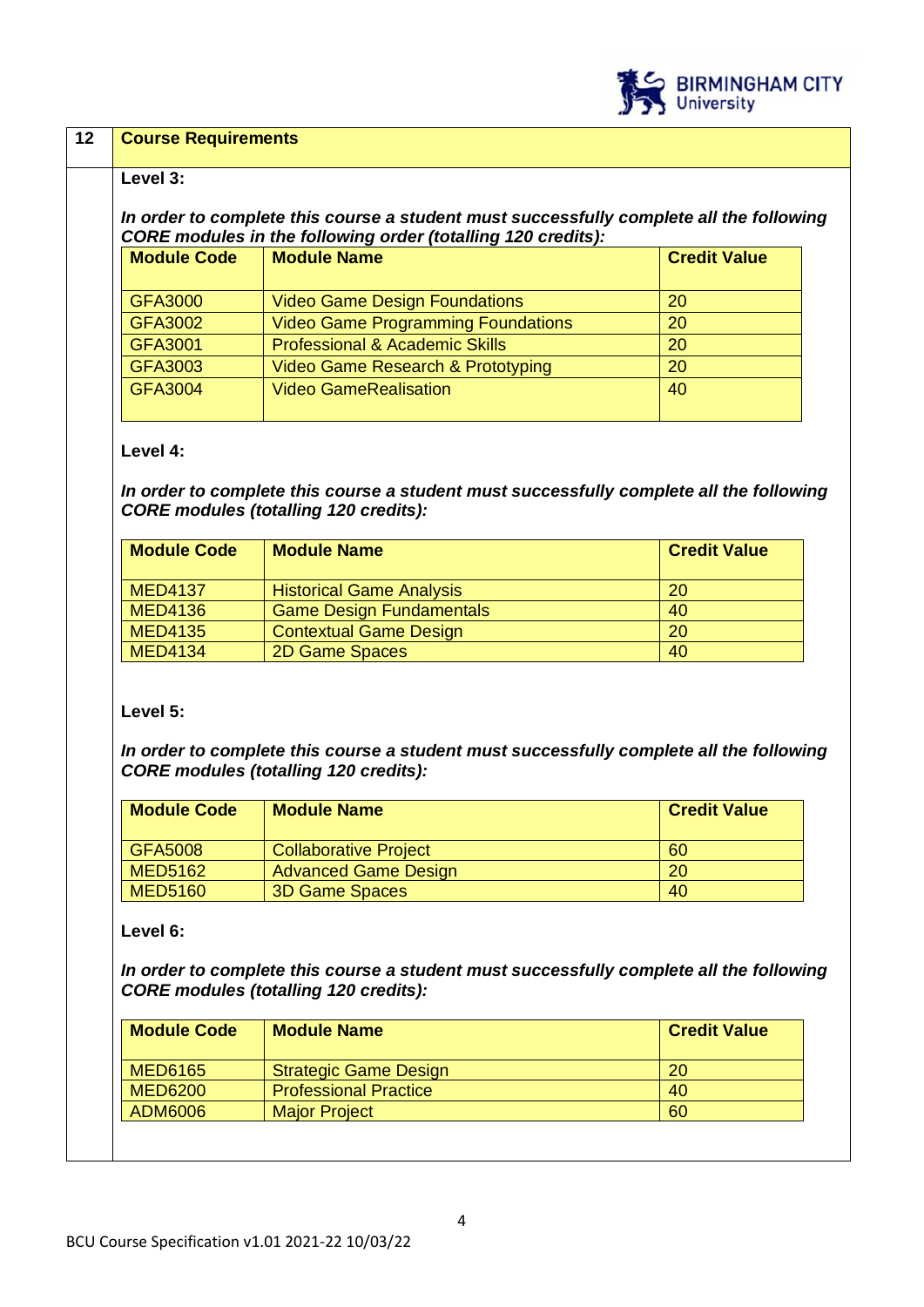## 12 Course Requirements

**Level 3:**

***In order to complete this course a student must successfully complete all the following CORE modules in the following order (totalling 120 credits):***

| Module Code | Module Name | Credit Value |
|---|---|---|
| GFA3000 | Video Game Design Foundations | 20 |
| GFA3002 | Video Game Programming Foundations | 20 |
| GFA3001 | Professional & Academic Skills | 20 |
| GFA3003 | Video Game Research & Prototyping | 20 |
| GFA3004 | Video GameRealisation | 40 |

**Level 4:**

***In order to complete this course a student must successfully complete all the following CORE modules (totalling 120 credits):***

| Module Code | Module Name | Credit Value |
|---|---|---|
| MED4137 | Historical Game Analysis | 20 |
| MED4136 | Game Design Fundamentals | 40 |
| MED4135 | Contextual Game Design | 20 |
| MED4134 | 2D Game Spaces | 40 |

**Level 5:**

***In order to complete this course a student must successfully complete all the following CORE modules (totalling 120 credits):***

| Module Code | Module Name | Credit Value |
|---|---|---|
| GFA5008 | Collaborative Project | 60 |
| MED5162 | Advanced Game Design | 20 |
| MED5160 | 3D Game Spaces | 40 |

**Level 6:**

***In order to complete this course a student must successfully complete all the following CORE modules (totalling 120 credits):***

| Module Code | Module Name | Credit Value |
|---|---|---|
| MED6165 | Strategic Game Design | 20 |
| MED6200 | Professional Practice | 40 |
| ADM6006 | Major Project | 60 |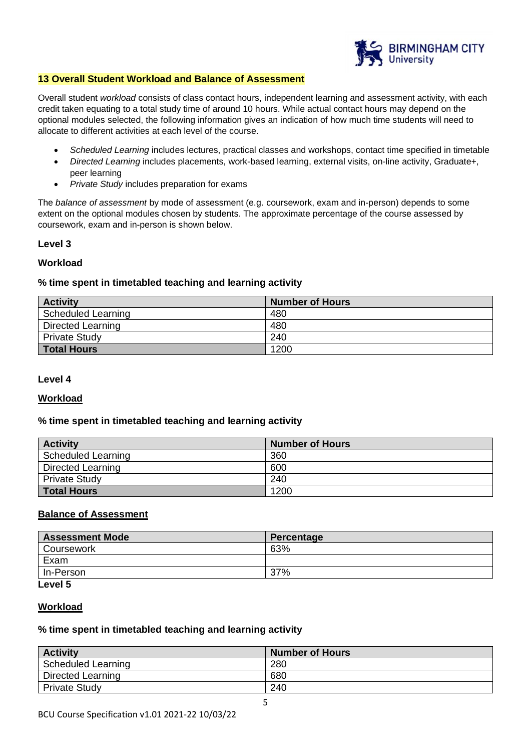## 13 Overall Student Workload and Balance of Assessment

Overall student *workload* consists of class contact hours, independent learning and assessment activity, with each credit taken equating to a total study time of around 10 hours. While actual contact hours may depend on the optional modules selected, the following information gives an indication of how much time students will need to allocate to different activities at each level of the course.

- *Scheduled Learning* includes lectures, practical classes and workshops, contact time specified in timetable
- *Directed Learning* includes placements, work-based learning, external visits, on-line activity, Graduate+, peer learning
- *Private Study* includes preparation for exams

The *balance of assessment* by mode of assessment (e.g. coursework, exam and in-person) depends to some extent on the optional modules chosen by students. The approximate percentage of the course assessed by coursework, exam and in-person is shown below.

### Level 3

**Workload**

**% time spent in timetabled teaching and learning activity**

| Activity | Number of Hours |
|---|---|
| Scheduled Learning | 480 |
| Directed Learning | 480 |
| Private Study | 240 |
| **Total Hours** | 1200 |

### Level 4

**Workload**

**% time spent in timetabled teaching and learning activity**

| Activity | Number of Hours |
|---|---|
| Scheduled Learning | 360 |
| Directed Learning | 600 |
| Private Study | 240 |
| **Total Hours** | 1200 |

**Balance of Assessment**

| Assessment Mode | Percentage |
|---|---|
| Coursework | 63% |
| Exam | |
| In-Person | 37% |

### Level 5

**Workload**

**% time spent in timetabled teaching and learning activity**

| Activity | Number of Hours |
|---|---|
| Scheduled Learning | 280 |
| Directed Learning | 680 |
| Private Study | 240 |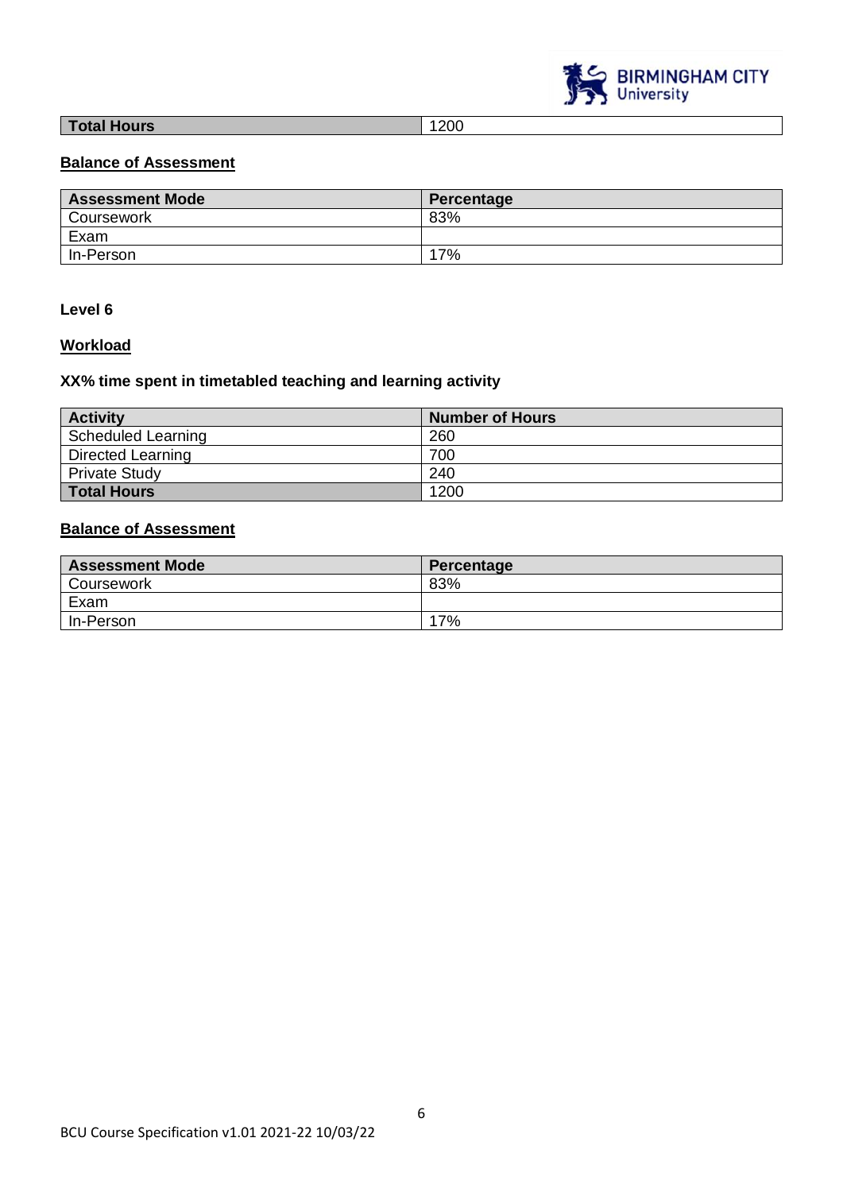| Total Hours | 1200 |
| --- | --- |

**Balance of Assessment**

| Assessment Mode | Percentage |
| --- | --- |
| Coursework | 83% |
| Exam | |
| In-Person | 17% |

**Level 6**

**Workload**

**XX% time spent in timetabled teaching and learning activity**

| Activity | Number of Hours |
| --- | --- |
| Scheduled Learning | 260 |
| Directed Learning | 700 |
| Private Study | 240 |
| **Total Hours** | 1200 |

**Balance of Assessment**

| Assessment Mode | Percentage |
| --- | --- |
| Coursework | 83% |
| Exam | |
| In-Person | 17% |